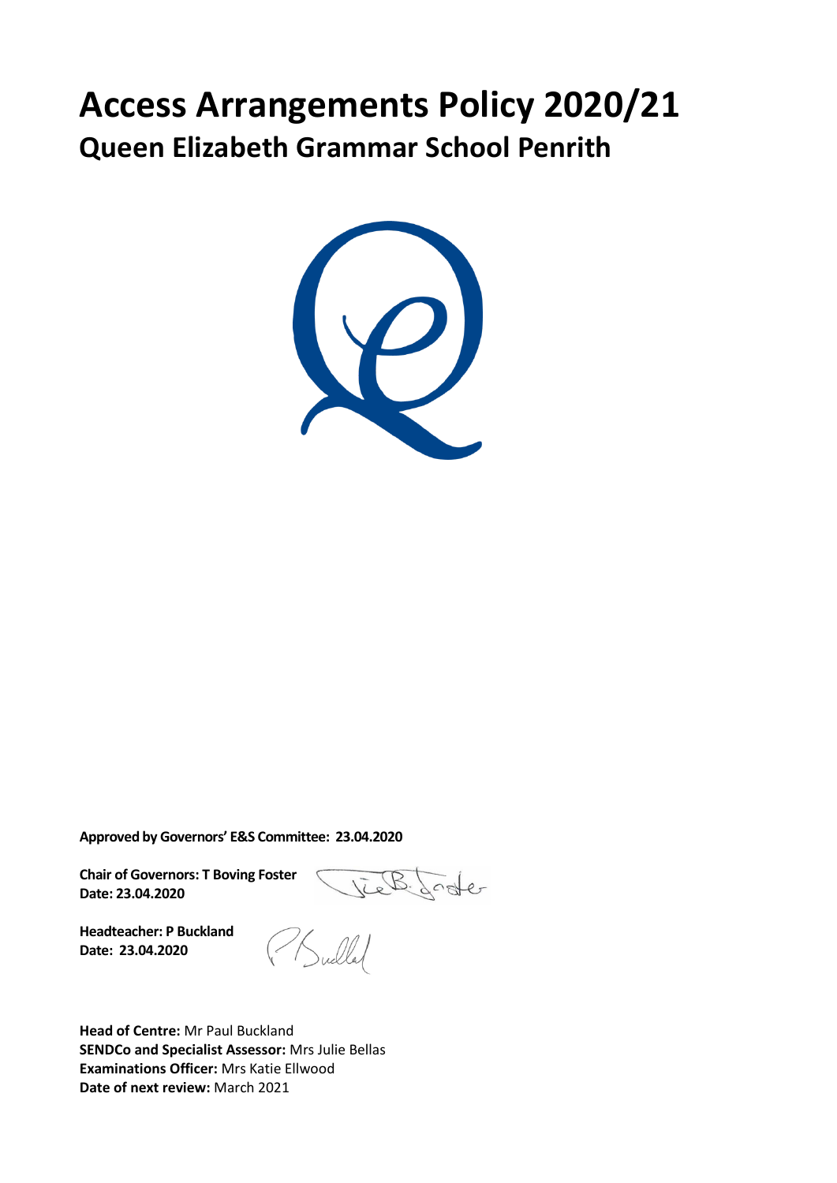# Access Arrangements Policy 2020/21

## Queen Elizabeth Grammar School Penrith

**Approved by Governors' E&S Committee: 23.04.2020**

**Chair of Governors: T Boving Foster**
**Date: 23.04.2020**

**Headteacher: P Buckland**
**Date: 23.04.2020**

**Head of Centre:** Mr Paul Buckland
**SENDCo and Specialist Assessor:** Mrs Julie Bellas
**Examinations Officer:** Mrs Katie Ellwood
**Date of next review:** March 2021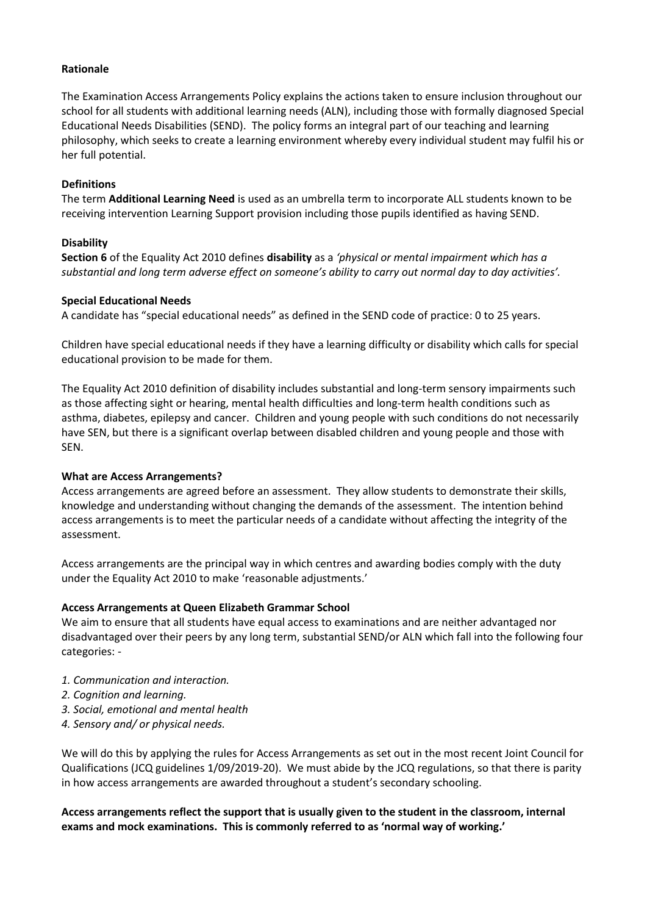**Rationale**

The Examination Access Arrangements Policy explains the actions taken to ensure inclusion throughout our school for all students with additional learning needs (ALN), including those with formally diagnosed Special Educational Needs Disabilities (SEND). The policy forms an integral part of our teaching and learning philosophy, which seeks to create a learning environment whereby every individual student may fulfil his or her full potential.

**Definitions**

The term **Additional Learning Need** is used as an umbrella term to incorporate ALL students known to be receiving intervention Learning Support provision including those pupils identified as having SEND.

**Disability**

**Section 6** of the Equality Act 2010 defines **disability** as a *'physical or mental impairment which has a substantial and long term adverse effect on someone's ability to carry out normal day to day activities'.*

**Special Educational Needs**

A candidate has "special educational needs" as defined in the SEND code of practice: 0 to 25 years.

Children have special educational needs if they have a learning difficulty or disability which calls for special educational provision to be made for them.

The Equality Act 2010 definition of disability includes substantial and long-term sensory impairments such as those affecting sight or hearing, mental health difficulties and long-term health conditions such as asthma, diabetes, epilepsy and cancer. Children and young people with such conditions do not necessarily have SEN, but there is a significant overlap between disabled children and young people and those with SEN.

**What are Access Arrangements?**

Access arrangements are agreed before an assessment. They allow students to demonstrate their skills, knowledge and understanding without changing the demands of the assessment. The intention behind access arrangements is to meet the particular needs of a candidate without affecting the integrity of the assessment.

Access arrangements are the principal way in which centres and awarding bodies comply with the duty under the Equality Act 2010 to make 'reasonable adjustments.'

**Access Arrangements at Queen Elizabeth Grammar School**

We aim to ensure that all students have equal access to examinations and are neither advantaged nor disadvantaged over their peers by any long term, substantial SEND/or ALN which fall into the following four categories: -

*1. Communication and interaction.*
*2. Cognition and learning.*
*3. Social, emotional and mental health*
*4. Sensory and/ or physical needs.*

We will do this by applying the rules for Access Arrangements as set out in the most recent Joint Council for Qualifications (JCQ guidelines 1/09/2019-20). We must abide by the JCQ regulations, so that there is parity in how access arrangements are awarded throughout a student's secondary schooling.

**Access arrangements reflect the support that is usually given to the student in the classroom, internal exams and mock examinations. This is commonly referred to as 'normal way of working.'**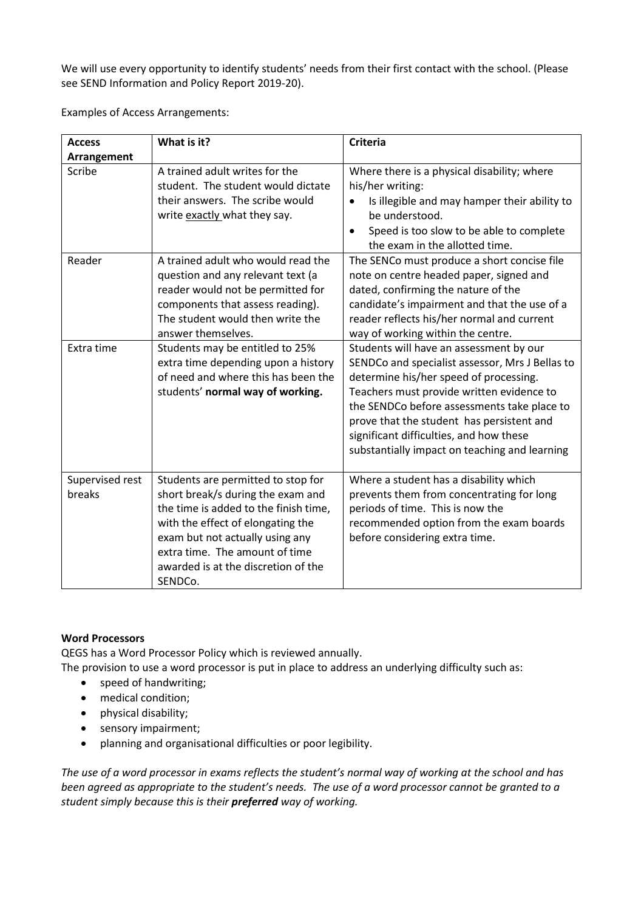We will use every opportunity to identify students' needs from their first contact with the school. (Please see SEND Information and Policy Report 2019-20).

Examples of Access Arrangements:

| Access Arrangement | What is it? | Criteria |
|---|---|---|
| Scribe | A trained adult writes for the student. The student would dictate their answers. The scribe would write <u>exactly</u> what they say. | Where there is a physical disability; where his/her writing: <br>• Is illegible and may hamper their ability to be understood. <br>• Speed is too slow to be able to complete the exam in the allotted time. |
| Reader | A trained adult who would read the question and any relevant text (a reader would not be permitted for components that assess reading). The student would then write the answer themselves. | The SENCo must produce a short concise file note on centre headed paper, signed and dated, confirming the nature of the candidate's impairment and that the use of a reader reflects his/her normal and current way of working within the centre. |
| Extra time | Students may be entitled to 25% extra time depending upon a history of need and where this has been the students' **normal way of working.** | Students will have an assessment by our SENDCo and specialist assessor, Mrs J Bellas to determine his/her speed of processing. Teachers must provide written evidence to the SENDCo before assessments take place to prove that the student has persistent and significant difficulties, and how these substantially impact on teaching and learning |
| Supervised rest breaks | Students are permitted to stop for short break/s during the exam and the time is added to the finish time, with the effect of elongating the exam but not actually using any extra time. The amount of time awarded is at the discretion of the SENDCo. | Where a student has a disability which prevents them from concentrating for long periods of time. This is now the recommended option from the exam boards before considering extra time. |

**Word Processors**

QEGS has a Word Processor Policy which is reviewed annually.

The provision to use a word processor is put in place to address an underlying difficulty such as:

- speed of handwriting;
- medical condition;
- physical disability;
- sensory impairment;
- planning and organisational difficulties or poor legibility.

*The use of a word processor in exams reflects the student's normal way of working at the school and has been agreed as appropriate to the student's needs. The use of a word processor cannot be granted to a student simply because this is their* ***preferred*** *way of working.*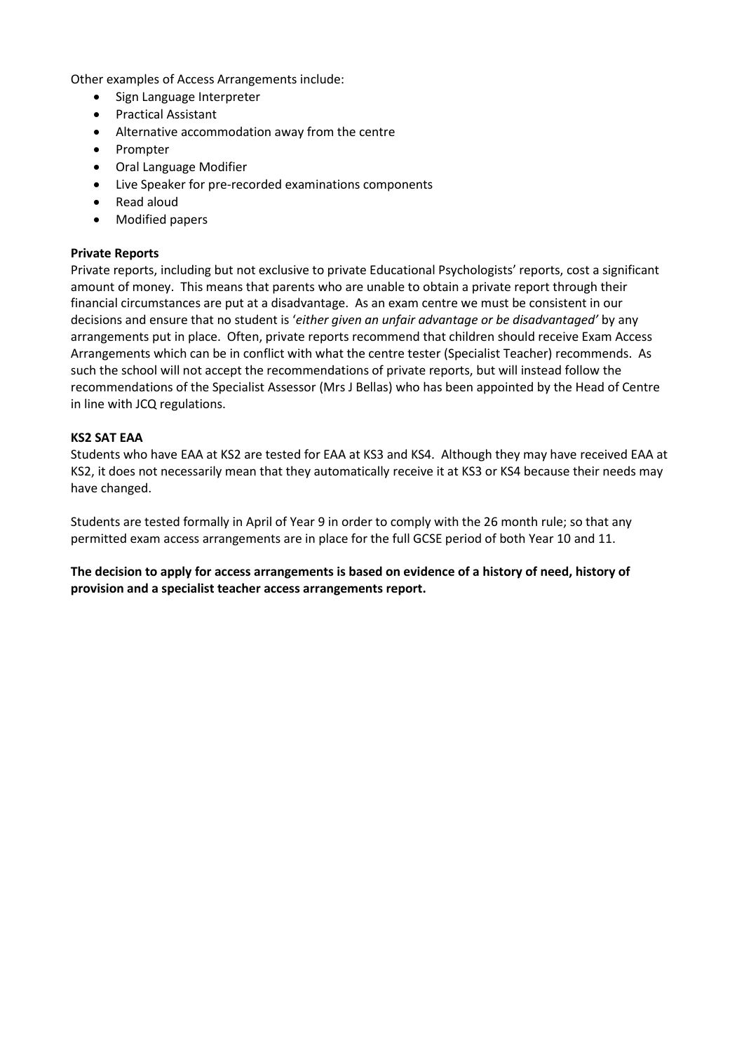Other examples of Access Arrangements include:

- Sign Language Interpreter
- Practical Assistant
- Alternative accommodation away from the centre
- Prompter
- Oral Language Modifier
- Live Speaker for pre-recorded examinations components
- Read aloud
- Modified papers

**Private Reports**

Private reports, including but not exclusive to private Educational Psychologists' reports, cost a significant amount of money. This means that parents who are unable to obtain a private report through their financial circumstances are put at a disadvantage. As an exam centre we must be consistent in our decisions and ensure that no student is '*either given an unfair advantage or be disadvantaged'* by any arrangements put in place. Often, private reports recommend that children should receive Exam Access Arrangements which can be in conflict with what the centre tester (Specialist Teacher) recommends. As such the school will not accept the recommendations of private reports, but will instead follow the recommendations of the Specialist Assessor (Mrs J Bellas) who has been appointed by the Head of Centre in line with JCQ regulations.

**KS2 SAT EAA**

Students who have EAA at KS2 are tested for EAA at KS3 and KS4. Although they may have received EAA at KS2, it does not necessarily mean that they automatically receive it at KS3 or KS4 because their needs may have changed.

Students are tested formally in April of Year 9 in order to comply with the 26 month rule; so that any permitted exam access arrangements are in place for the full GCSE period of both Year 10 and 11.

**The decision to apply for access arrangements is based on evidence of a history of need, history of provision and a specialist teacher access arrangements report.**